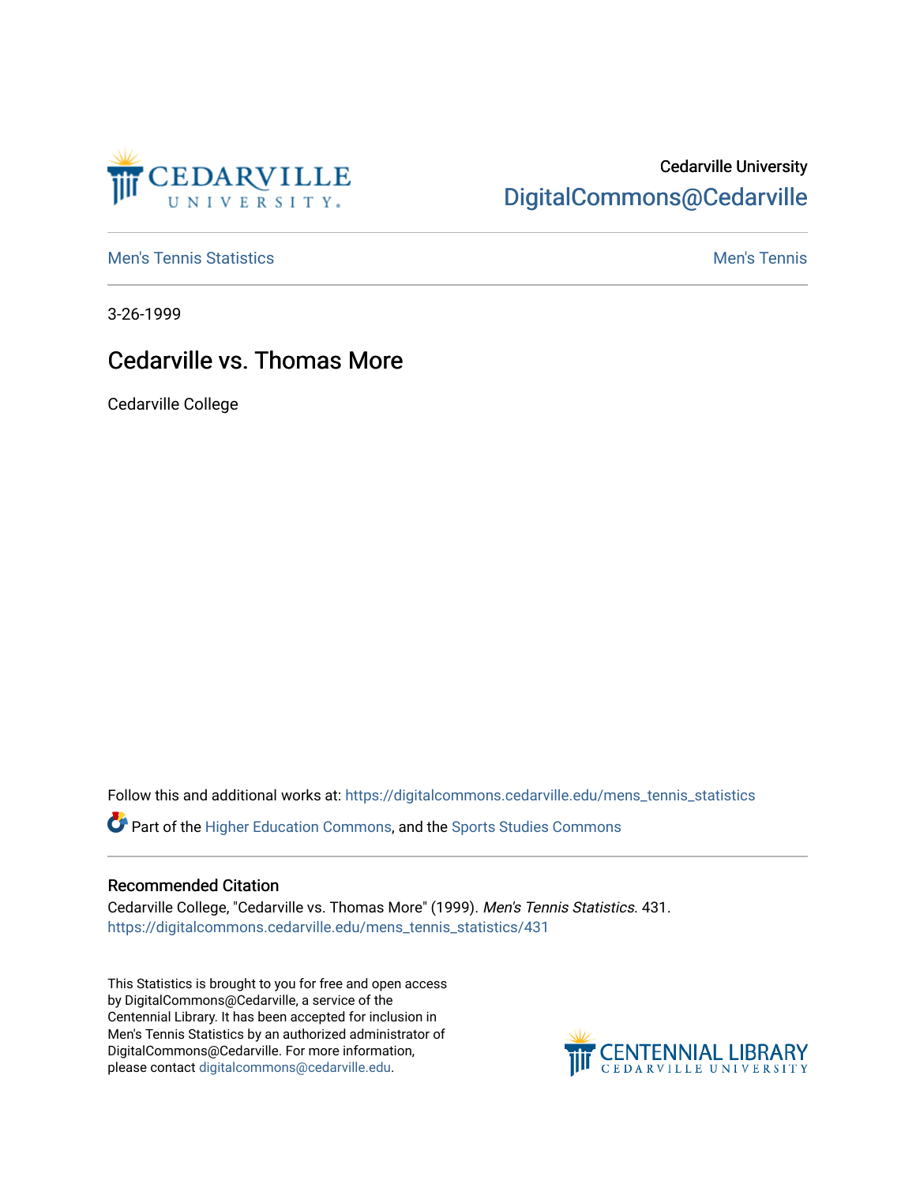Cedarville University

DigitalCommons@Cedarville

Men's Tennis Statistics

Men's Tennis

3-26-1999

# Cedarville vs. Thomas More

Cedarville College

Follow this and additional works at: https://digitalcommons.cedarville.edu/mens_tennis_statistics

Part of the Higher Education Commons, and the Sports Studies Commons

## Recommended Citation

Cedarville College, "Cedarville vs. Thomas More" (1999). *Men's Tennis Statistics*. 431.
https://digitalcommons.cedarville.edu/mens_tennis_statistics/431

This Statistics is brought to you for free and open access by DigitalCommons@Cedarville, a service of the Centennial Library. It has been accepted for inclusion in Men's Tennis Statistics by an authorized administrator of DigitalCommons@Cedarville. For more information, please contact digitalcommons@cedarville.edu.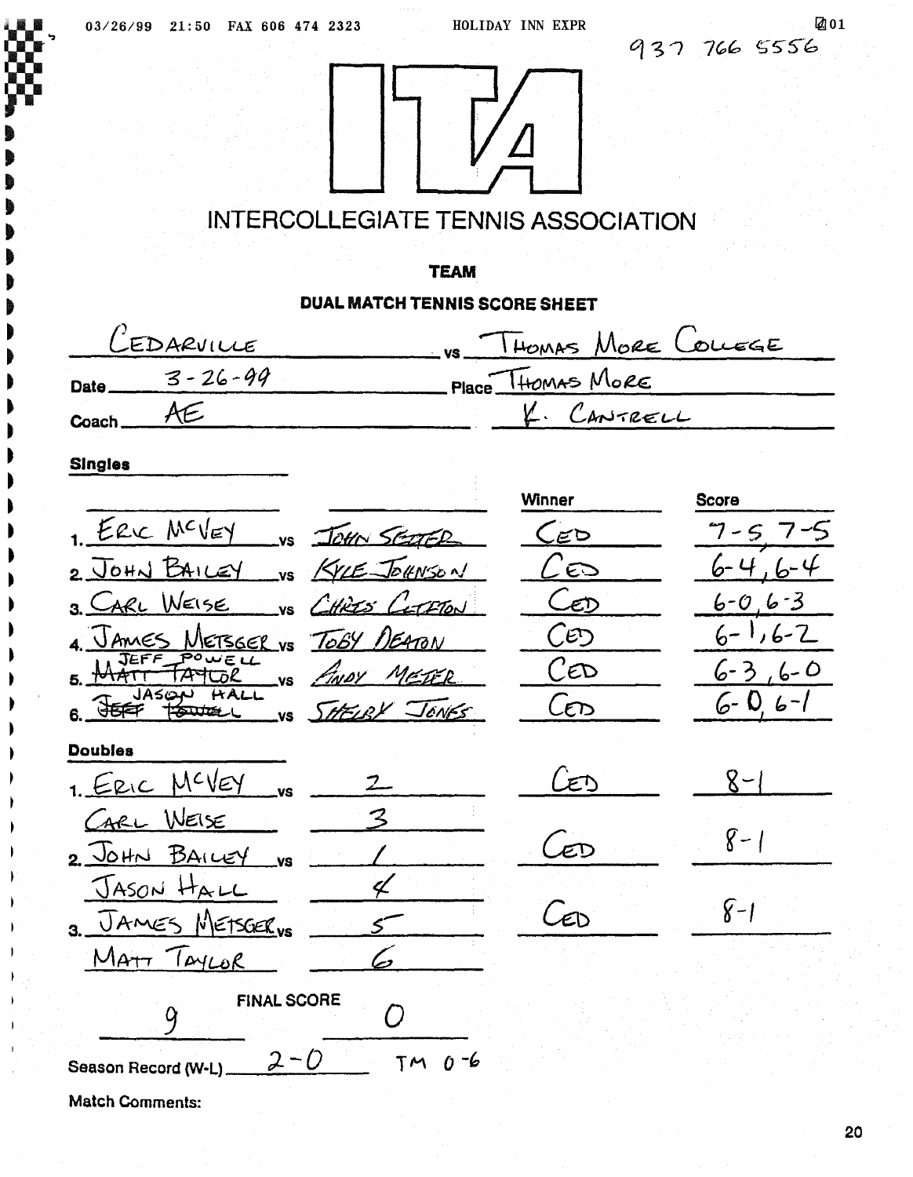03/26/99 21:50 FAX 606 474 2323 HOLIDAY INN EXPR 01

937 766 5556

# ITA

## INTERCOLLEGIATE TENNIS ASSOCIATION

**TEAM**

**DUAL MATCH TENNIS SCORE SHEET**

CEDARVILLE vs THOMAS MORE COLLEGE

Date 3-26-99 Place THOMAS MORE

Coach AE K. CANTRELL

**Singles**

| | | | Winner | Score |
|---|---|---|---|---|
| 1. | ERIC McVEY | vs JOHN SETTER | CED | 7-5, 7-5 |
| 2. | JOHN BAILEY | vs KYLE JOHNSON | CED | 6-4, 6-4 |
| 3. | CARL WEISE | vs CHRIS CLIFTON | CED | 6-0, 6-3 |
| 4. | JAMES METSGER | vs TOBY DEATON | CED | 6-1, 6-2 |
| 5. | ~~MATT TAYLOR~~ JEFF POWELL | vs ANDY MEIER | CED | 6-3, 6-0 |
| 6. | ~~JEFF POWELL~~ JASON HALL | vs SHELBY JONES | CED | 6-0, 6-1 |

**Doubles**

| | | | Winner | Score |
|---|---|---|---|---|
| 1. | ERIC McVEY | vs 2 | CED | 8-1 |
| | CARL WEISE | 3 | | |
| 2. | JOHN BAILEY | vs 1 | CED | 8-1 |
| | JASON HALL | 4 | | |
| 3. | JAMES METSGER | vs 5 | CED | 8-1 |
| | MATT TAYLOR | 6 | | |

**FINAL SCORE**

9 0

Season Record (W-L) 2-0 TM 0-6

Match Comments: